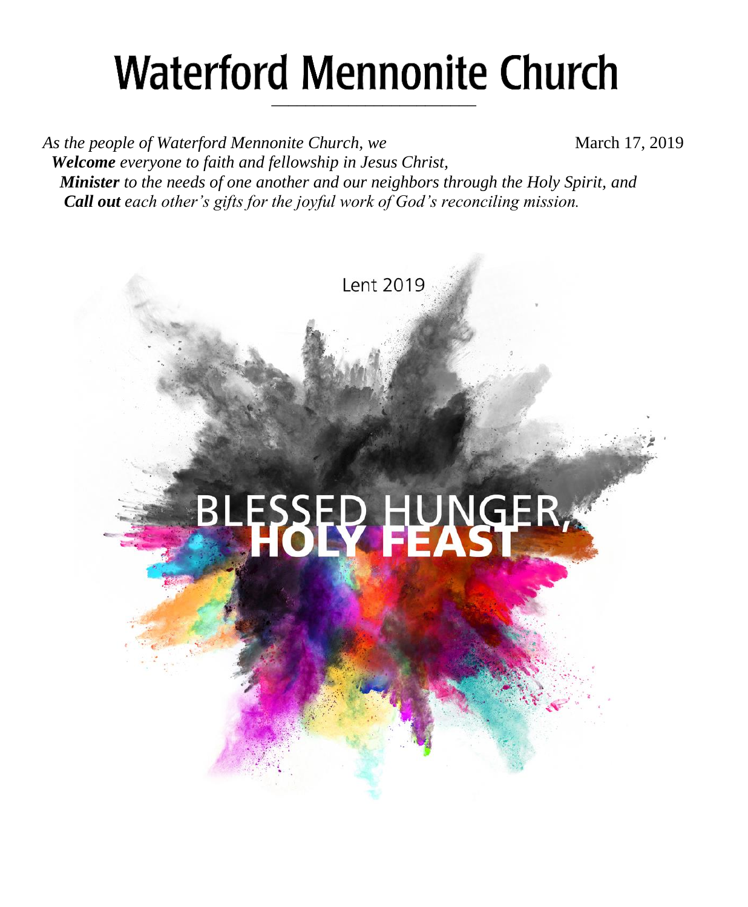# Waterford Mennonite Church

*As the people of Waterford Mennonite Church, we*

March 17, 2019

***Welcome** everyone to faith and fellowship in Jesus Christ,*
***Minister** to the needs of one another and our neighbors through the Holy Spirit, and*
***Call out** each other's gifts for the joyful work of God's reconciling mission.*

Lent 2019

BLESSED HUNGER,
**HOLY FEAST**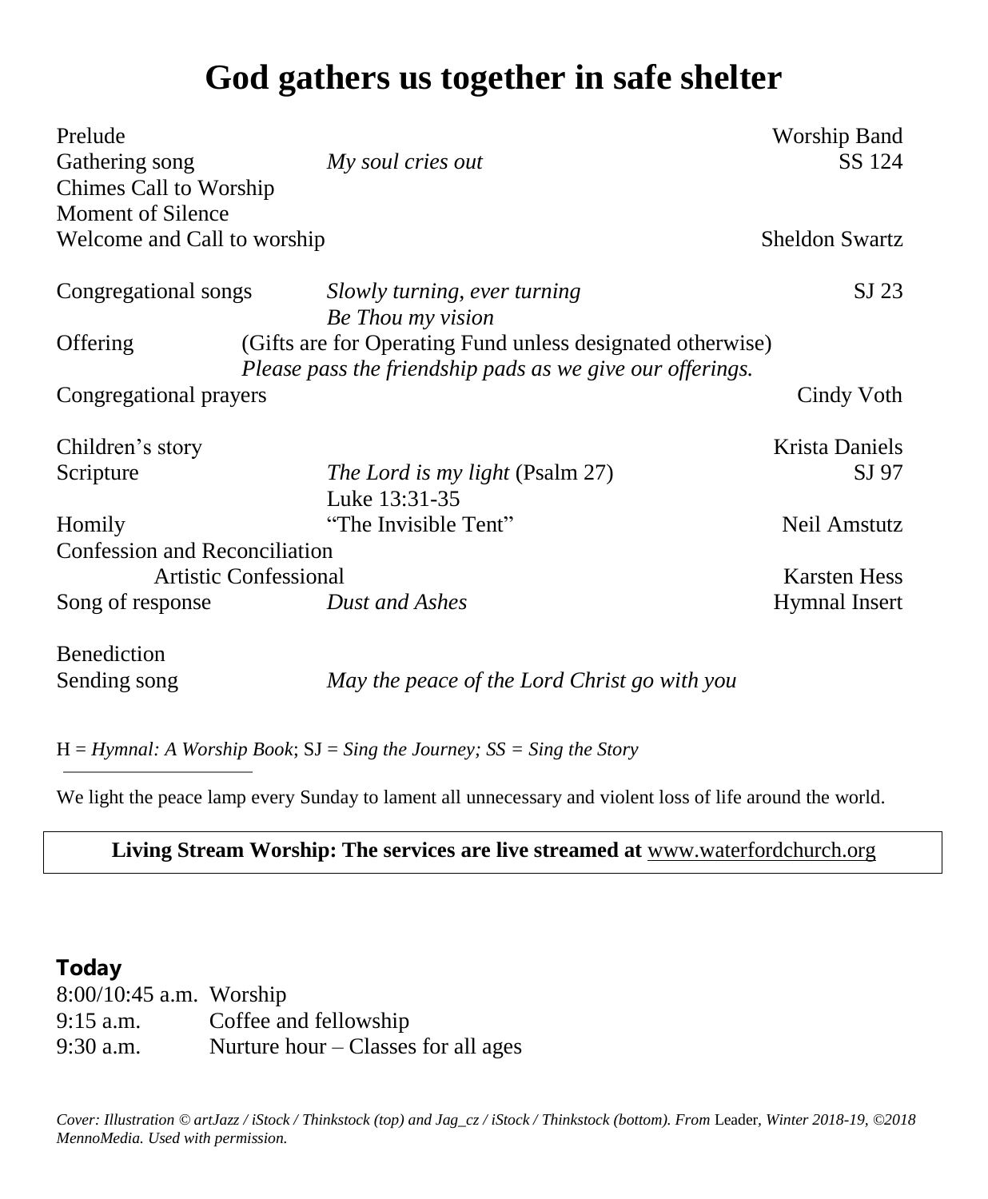# God gathers us together in safe shelter

| | | |
|---|---|---|
| Prelude | | Worship Band |
| Gathering song | *My soul cries out* | SS 124 |
| Chimes Call to Worship | | |
| Moment of Silence | | |
| Welcome and Call to worship | | Sheldon Swartz |
| | | |
| Congregational songs | *Slowly turning, ever turning* | SJ 23 |
| | *Be Thou my vision* | |
| Offering | (Gifts are for Operating Fund unless designated otherwise) *Please pass the friendship pads as we give our offerings.* | |
| Congregational prayers | | Cindy Voth |
| | | |
| Children's story | | Krista Daniels |
| Scripture | *The Lord is my light* (Psalm 27) | SJ 97 |
| | Luke 13:31-35 | |
| Homily | "The Invisible Tent" | Neil Amstutz |
| Confession and Reconciliation | | |
| Artistic Confessional | | Karsten Hess |
| Song of response | *Dust and Ashes* | Hymnal Insert |
| | | |
| Benediction | | |
| Sending song | *May the peace of the Lord Christ go with you* | |

H = *Hymnal: A Worship Book*; SJ = *Sing the Journey; SS = Sing the Story*

---

We light the peace lamp every Sunday to lament all unnecessary and violent loss of life around the world.

**Living Stream Worship: The services are live streamed at** www.waterfordchurch.org

**Today**

8:00/10:45 a.m. Worship
9:15 a.m. Coffee and fellowship
9:30 a.m. Nurture hour – Classes for all ages

*Cover: Illustration © artJazz / iStock / Thinkstock (top) and Jag_cz / iStock / Thinkstock (bottom). From* Leader, *Winter 2018-19, ©2018 MennoMedia. Used with permission.*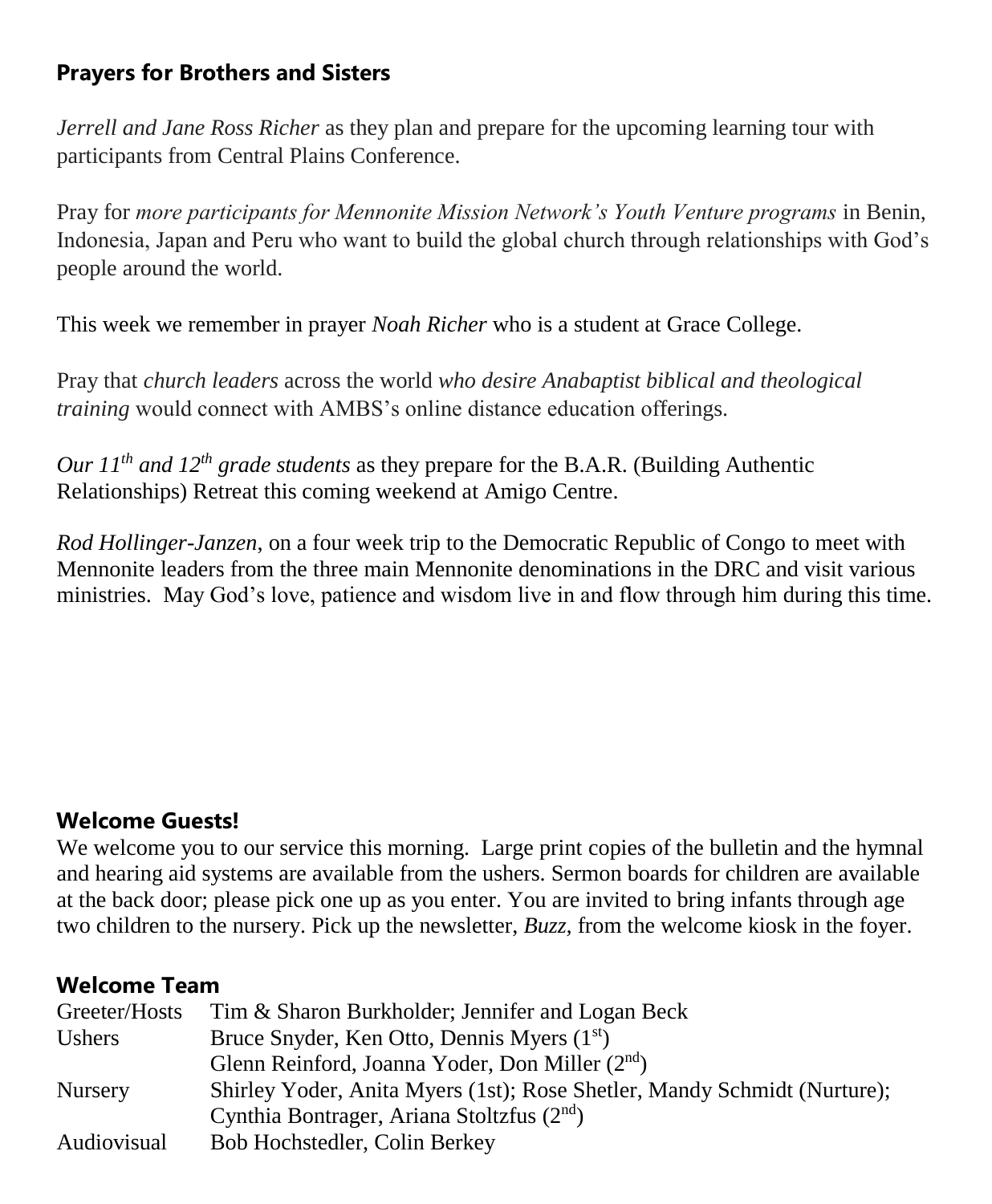## Prayers for Brothers and Sisters

*Jerrell and Jane Ross Richer* as they plan and prepare for the upcoming learning tour with participants from Central Plains Conference.

Pray for *more participants for Mennonite Mission Network's Youth Venture programs* in Benin, Indonesia, Japan and Peru who want to build the global church through relationships with God's people around the world.

This week we remember in prayer *Noah Richer* who is a student at Grace College.

Pray that *church leaders* across the world *who desire Anabaptist biblical and theological training* would connect with AMBS's online distance education offerings.

*Our 11th and 12th grade students* as they prepare for the B.A.R. (Building Authentic Relationships) Retreat this coming weekend at Amigo Centre.

*Rod Hollinger-Janzen,* on a four week trip to the Democratic Republic of Congo to meet with Mennonite leaders from the three main Mennonite denominations in the DRC and visit various ministries. May God's love, patience and wisdom live in and flow through him during this time.

## Welcome Guests!

We welcome you to our service this morning. Large print copies of the bulletin and the hymnal and hearing aid systems are available from the ushers. Sermon boards for children are available at the back door; please pick one up as you enter. You are invited to bring infants through age two children to the nursery. Pick up the newsletter, *Buzz,* from the welcome kiosk in the foyer.

## Welcome Team

| | |
|---|---|
| Greeter/Hosts | Tim & Sharon Burkholder; Jennifer and Logan Beck |
| Ushers | Bruce Snyder, Ken Otto, Dennis Myers (1st) |
| | Glenn Reinford, Joanna Yoder, Don Miller (2nd) |
| Nursery | Shirley Yoder, Anita Myers (1st); Rose Shetler, Mandy Schmidt (Nurture); |
| | Cynthia Bontrager, Ariana Stoltzfus (2nd) |
| Audiovisual | Bob Hochstedler, Colin Berkey |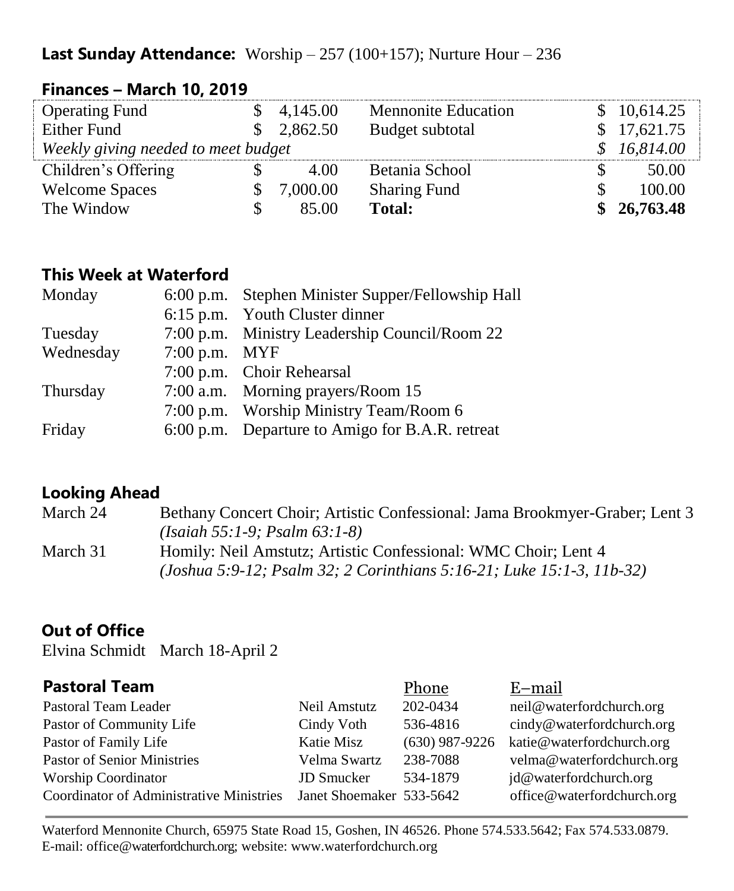**Last Sunday Attendance:** Worship – 257 (100+157); Nurture Hour – 236

### Finances – March 10, 2019

| | | | |
|---|---|---|---|
| Operating Fund | $ 4,145.00 | Mennonite Education | $ 10,614.25 |
| Either Fund | $ 2,862.50 | Budget subtotal | $ 17,621.75 |
| *Weekly giving needed to meet budget* | | | *$ 16,814.00* |
| Children's Offering | $ 4.00 | Betania School | $ 50.00 |
| Welcome Spaces | $ 7,000.00 | Sharing Fund | $ 100.00 |
| The Window | $ 85.00 | **Total:** | **$ 26,763.48** |

### This Week at Waterford

| | | |
|---|---|---|
| Monday | 6:00 p.m. | Stephen Minister Supper/Fellowship Hall |
| | 6:15 p.m. | Youth Cluster dinner |
| Tuesday | 7:00 p.m. | Ministry Leadership Council/Room 22 |
| Wednesday | 7:00 p.m. | MYF |
| | 7:00 p.m. | Choir Rehearsal |
| Thursday | 7:00 a.m. | Morning prayers/Room 15 |
| | 7:00 p.m. | Worship Ministry Team/Room 6 |
| Friday | 6:00 p.m. | Departure to Amigo for B.A.R. retreat |

### Looking Ahead

| | |
|---|---|
| March 24 | Bethany Concert Choir; Artistic Confessional: Jama Brookmyer-Graber; Lent 3 *(Isaiah 55:1-9; Psalm 63:1-8)* |
| March 31 | Homily: Neil Amstutz; Artistic Confessional: WMC Choir; Lent 4 *(Joshua 5:9-12; Psalm 32; 2 Corinthians 5:16-21; Luke 15:1-3, 11b-32)* |

### Out of Office

Elvina Schmidt March 18-April 2

| Pastoral Team | | Phone | E–mail |
|---|---|---|---|
| Pastoral Team Leader | Neil Amstutz | 202-0434 | neil@waterfordchurch.org |
| Pastor of Community Life | Cindy Voth | 536-4816 | cindy@waterfordchurch.org |
| Pastor of Family Life | Katie Misz | (630) 987-9226 | katie@waterfordchurch.org |
| Pastor of Senior Ministries | Velma Swartz | 238-7088 | velma@waterfordchurch.org |
| Worship Coordinator | JD Smucker | 534-1879 | jd@waterfordchurch.org |
| Coordinator of Administrative Ministries | Janet Shoemaker | 533-5642 | office@waterfordchurch.org |

Waterford Mennonite Church, 65975 State Road 15, Goshen, IN 46526. Phone 574.533.5642; Fax 574.533.0879. E-mail: office@waterfordchurch.org; website: www.waterfordchurch.org